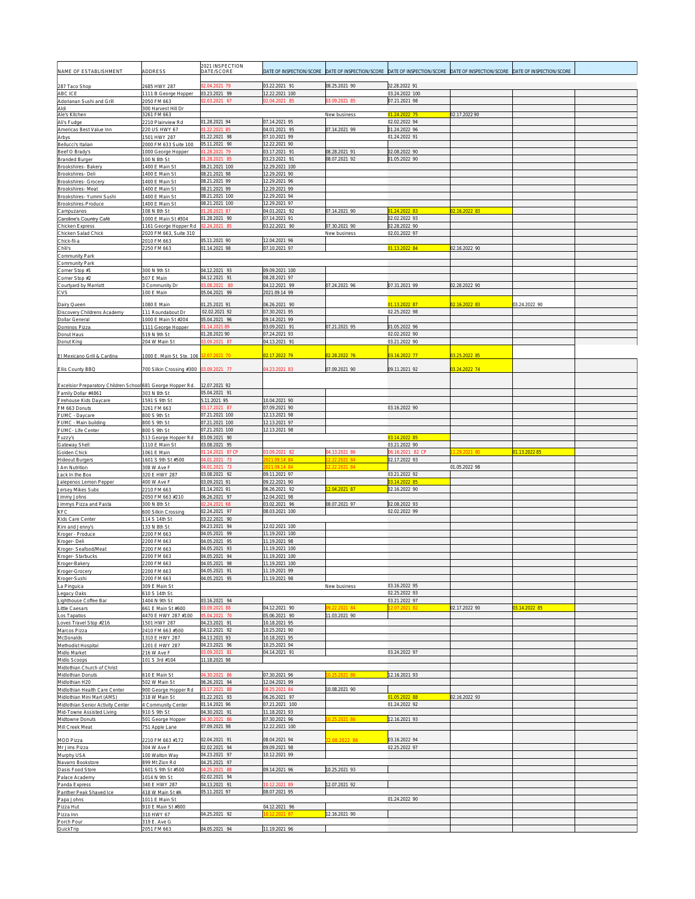| NAME OF ESTABLISHMENT | ADDRESS | 2021 INSPECTION DATE/SCORE | DATE OF INSPECTION/SCORE | DATE OF INSPECTION/SCORE | DATE OF INSPECTION/SCORE | DATE OF INSPECTION/SCORE | DATE OF INSPECTION/SCORE | |
|---|---|---|---|---|---|---|---|---|
| 287 Taco Shop | 2685 HWY 287 | 02.04.2021 79 | 03.22.2021 91 | 08.25.2021 90 | 02.28.2022 91 | | | |
| ABC ICE | 1111 B George Hopper | 03.23.2021 99 | 12.22.2021 100 | | 03.24.2022 100 | | | |
| Adorianan Sushi and Grill | 2050 FM 663 | 02.03.2021 67 | 02.04.2021 85 | 03.09.2021 85 | 07.21.2021 98 | | | |
| Aldi | 300 Harvest Hill Dr | | | | | | | |
| Ale's Kitchen | 3261 FM 663 | | | New business | 01.24.2022 75 | 02.17.2022 90 | | |
| Ali's Fudge | 2210 Plainview Rd | 01.28.2021 94 | 07.14.2021 95 | | 02.02.2022 94 | | | |
| Americas Best Value Inn | 220 US HWY 67 | 01.22.2021 85 | 04.01.2021 95 | 07.14.2021 99 | 01.24.2022 96 | | | |
| Arbys | 1501 HWY 287 | 01.22.2021 98 | 07.10.2021 99 | | 01.24.2022 91 | | | |
| Bellucci's Italian | 2000 FM 633 Suite 100 | 05.11.2021 90 | 12.22.2021 90 | | | | | |
| Beef O Brady's | 1000 George Hopper | 01.28.2021 79 | 03.17.2021 91 | 08.28.2021 91 | 02.08.2022 90 | | | |
| Branded Burger | 100 N 8th St | 01.28.2021 85 | 03.23.2021 91 | 08.07.2021 92 | 01.05.2022 90 | | | |
| Brookshires- Bakery | 1400 E Main St | 08.21.2021 100 | 12.29.2021 100 | | | | | |
| Brookshires- Deli | 1400 E Main St | 08.21.2021 98 | 12.29.2021 90 | | | | | |
| Brookshires- Grocery | 1400 E Main St | 08.21.2021 99 | 12.29.2021 96 | | | | | |
| Brookshires- Meat | 1400 E Main St | 08.21.2021 99 | 12.29.2021 99 | | | | | |
| Brookshires- Yummi Sushi | 1400 E Main St | 08.21.2021 100 | 12.29.2021 94 | | | | | |
| Brookshires-Produce | 1400 E Main St | 08.21.2021 100 | 12.29.2021 97 | | | | | |
| Campuzanos | 108 N 8th St | 01.28.2021 87 | 04.01.2021 92 | 07.14.2021 90 | 01.24.2022 83 | 02.16.2022 83 | | |
| Caroline's Country Café | 1000 E Main St #304 | 01.28.2021 90 | 07.14.2021 91 | | 02.02.2022 93 | | | |
| Chicken Express | 1161 George Hopper Rd | 02.24.2021 85 | 03.22.2021 90 | 07.30.2021 90 | 02.28.2022 90 | | | |
| Chicken Salad Chick | 2020 FM 663, Suite 310 | | | New business | 02.01.2022 97 | | | |
| Chick-fil-a | 2010 FM 663 | 05.11.2021 90 | 12.04.2021 96 | | | | | |
| Chili's | 2250 FM 663 | 01.14.2021 98 | 07.10.2021 97 | | 01.13.2022 84 | 02.16.2022 90 | | |
| Community Park | | | | | | | | |
| Community Park | | | | | | | | |
| Corner Stop #1 | 300 N 9th St | 04.12.2021 93 | 09.09.2021 100 | | | | | |
| Corner Stop #2 | 507 E Main | 04.12.2021 91 | 08.28.2021 97 | | | | | |
| Courtyard by Marriott | 3 Community Dr | 03.08.2021 80 | 04.12.2021 99 | 07.24.2021 96 | 07.31.2021 99 | 02.28.2022 90 | | |
| CVS | 100 E Main | 05.04.2021 99 | 2021.09.14 99 | | | | | |
| Dairy Queen | 1080 E Main | 01.25.2021 91 | 06.26.2021 90 | | 01.13.2022 87 | 02.16.2022 83 | 03.24.2022 90 | |
| Discovery Childrens Academy | 111 Roundabout Dr | 02.02.2021 92 | 07.30.2021 95 | | 02.25.2022 98 | | | |
| Dollar General | 1000 E Main St #204 | 05.04.2021 96 | 09.14.2021 99 | | | | | |
| Dominos Pizza | 1111 George Hopper | 01.14.2021 89 | 03.09.2021 91 | 07.21.2021 95 | 01.05.2022 96 | | | |
| Donut Haus | 519 N 9th St | 01.28.2021 90 | 07.24.2021 93 | | 02.02.2022 90 | | | |
| Donut King | 204 W Main St | 03.09.2021 87 | 04.13.2021 91 | | 03.21.2022 90 | | | |
| El Mexicano Grill & Cantina | 1000 E. Main St. Ste. 106 | 12.07.2021 70 | 02.17.2022 79 | 02.28.2022 76 | 03.16.2022 77 | 03.25.2022 85 | | |
| Ellis County BBQ | 700 Silkin Crossing #300 | 03.09.2021 77 | 04.23.2021 83 | 07.09.2021 90 | 09.11.2021 92 | 03.24.2022 74 | | |
| Excelsior Preparatory Children School | 681 George Hopper Rd. | 12.07.2021 92 | | | | | | |
| Family Dollar #4861 | 303 N 8th St | 05.04.2021 91 | | | | | | |
| Firehouse Kids Daycare | 1591 S 9th St | 5.11.2021 95 | 10.04.2021 90 | | | | | |
| FM 663 Donuts | 3261 FM 663 | 03.17.2021 87 | 07.09.2021 90 | | 03.16.2022 90 | | | |
| FUMC - Daycare | 800 S 9th St | 07.21.2021 100 | 12.13.2021 98 | | | | | |
| FUMC - Main building | 800 S 9th St | 07.21.2021 100 | 12.13.2021 97 | | | | | |
| FUMC- Life Center | 800 S 9th St | 07.21.2021 100 | 12.13.2021 98 | | | | | |
| Fuzzy's | 513 George Hopper Rd | 03.09.2021 90 | | | 03.14.2022 85 | | | |
| Gateway Shell | 1110 E Main St | 03.08.2021 95 | | | 03.21.2022 90 | | | |
| Golden Chick | 1061 E Main | 01.14.2021 87 CP | 03.09.2021 82 | 04.13.2021 86 | 06.16.2021 82 CP | 11.29.2021 80 | 01.13.2022 85 | |
| Hideout Burgers | 1601 S 9th St #500 | 04.01.2021 73 | 2021.09.14 84 | 12.22.2021 84 | 02.17.2022 93 | | | |
| I Am Nutrition | 308 W Ave F | 04.01.2021 73 | 2021.09.14 84 | 12.22.2021 84 | | 01.05.2022 98 | | |
| Jack In the Box | 320 E HWY 287 | 03.08.2021 92 | 09.11.2021 97 | | 03.21.2022 92 | | | |
| Jalepenos Lemon Pepper | 400 W Ave F | 03.09.2021 91 | 09.22.2021 90 | | 03.14.2022 85 | | | |
| Jersey Mikes Subs | 2210 FM 663 | 01.14.2021 91 | 06.26.2021 92 | 12.04.2021 87 | 02.16.2022 90 | | | |
| Jimmy Johns | 2050 FM 663 #210 | 06.26.2021 97 | 12.04.2021 98 | | | | | |
| Jimmys Pizza and Pasta | 300 N 8th St | 02.24.2021 68 | 03.02.2021 96 | 08.07.2021 97 | 02.08.2022 93 | | | |
| KFC | 600 Silkin Crossing | 02.24.2021 97 | 08.03.2021 100 | | 02.02.2022 99 | | | |
| Kids Care Center | 114 S 14th St | 03.22.2021 90 | | | | | | |
| Kim and Jenny's | 133 N 8th St | 04.23.2021 94 | 12.02.2021 100 | | | | | |
| Kroger - Produce | 2200 FM 663 | 04.05.2021 99 | 11.19.2021 100 | | | | | |
| Kroger- Deli | 2200 FM 663 | 04.05.2021 95 | 11.19.2021 98 | | | | | |
| Kroger- Seafood/Meat | 2200 FM 663 | 04.05.2021 93 | 11.19.2021 100 | | | | | |
| Kroger- Starbucks | 2200 FM 663 | 04.05.2021 94 | 11.19.2021 100 | | | | | |
| Kroger-Bakery | 2200 FM 663 | 04.05.2021 98 | 11.19.2021 100 | | | | | |
| Kroger-Grocery | 2200 FM 663 | 04.05.2021 91 | 11.19.2021 99 | | | | | |
| Kroger-Sushi | 2200 FM 663 | 04.05.2021 95 | 11.19.2021 98 | | | | | |
| La Pinguica | 309 E Main St | | | New business | 03.16.2022 95 | | | |
| Legacy Oaks | 610 S 14th St. | | | | 02.25.2022 93 | | | |
| Lighthouse Coffee Bar | 1404 N 9th St | 03.16.2021 94 | | | 03.21.2022 97 | | | |
| Little Caesars | 661 E Main St #600 | 03.09.2021 88 | 04.12.2021 90 | 09.22.2021 84 | 12.07.2021 82 | 02.17.2022 90 | 03.14.2022 85 | |
| Los Tapatios | 4470 E HWY 287 #100 | 05.04.2021 70 | 05.06.2021 90 | 11.03.2021 90 | | | | |
| Loves Travel Stop #216 | 1501 HWY 287 | 04.23.2021 91 | 10.18.2021 95 | | | | | |
| Marcos Pizza | 2410 FM 663 #500 | 04.12.2021 92 | 10.25.2021 90 | | | | | |
| McDonalds | 1310 E HWY 287 | 04.13.2021 93 | 10.18.2021 95 | | | | | |
| Methodist Hospital | 1201 E HWY 287 | 04.23.2021 96 | 10.25.2021 94 | | | | | |
| Midlo Market | 216 W Ave F | 03.09.2021 81 | 04.14.2021 91 | | 03.24.2022 97 | | | |
| Midlo Scoops | 101 S 3rd #104 | 11.18.2021 98 | | | | | | |
| Midlothian Church of Christ | | | | | | | | |
| Midlothian Donuts | 610 E Main St | 04.30.2021 86 | 07.30.2021 96 | 10.25.2021 86 | 12.16.2021 93 | | | |
| Midlothian H2O | 502 W Main St | 06.26.2021 94 | 12.04.2021 99 | | | | | |
| Midlothian Health Care Center | 900 George Hopper Rd | 03.17.2021 88 | 08.25.2021 84 | 10.08.2021 90 | | | | |
| Midlothian Mini Mart (AMS) | 318 W Main St | 01.22.2021 93 | 06.26.2021 97 | | 01.05.2022 88 | 02.16.2022 93 | | |
| Midlothian Senior Activity Center | 4 Community Center | 01.14.2021 96 | 07.21.2021 100 | | 01.24.2022 92 | | | |
| Mid-Towne Assisted Living | 910 S 9th St | 04.30.2021 91 | 11.18.2021 93 | | | | | |
| Midtowne Donuts | 501 George Hopper | 04.30.2021 86 | 07.30.2021 96 | 10.25.2021 86 | 12.16.2021 93 | | | |
| Mill Creek Meat | 751 Apple Lane | 07.09.2021 98 | 12.22.2021 100 | | | | | |
| MOD Pizza | 2210 FM 663 #172 | 02.04.2021 91 | 08.04.2021 94 | 02.08.2022 86 | 03.16.2022 94 | | | |
| Mr Jims Pizza | 304 W Ave F | 02.02.2021 94 | 09.09.2021 98 | | 02.25.2022 97 | | | |
| Murphy USA | 100 Walton Way | 04.23.2021 97 | 10.12.2021 99 | | | | | |
| Navarro Bookstore | 899 Mt Zion Rd | 04.25.2021 97 | | | | | | |
| Oasis Food Store | 1601 S 9th St #500 | 04.25.2021 88 | 09.14.2021 96 | 10.25.2021 93 | | | | |
| Palace Academy | 1014 N 9th St | 02.02.2021 94 | | | | | | |
| Panda Express | 340 E HWY 287 | 04.13.2021 91 | 10.12.2021 89 | 12.07.2021 92 | | | | |
| Panther Peak Shaved Ice | 418 W Main St #A | 05.11.2021 97 | 08.07.2021 95 | | | | | |
| Papa Johns | 1011 E Main St | | | | 01.24.2022 90 | | | |
| Pizza Hut | 910 E Main St #800 | | 04.12.2021 96 | | | | | |
| Pizza Inn | 310 HWY 67 | 04.25.2021 92 | 10.12.2021 87 | 12.16.2021 90 | | | | |
| Porch Pour | 319 E. Ave G | | | | | | | |
| QuickTrip | 2051 FM 663 | 04.05.2021 94 | 11.19.2021 96 | | | | | |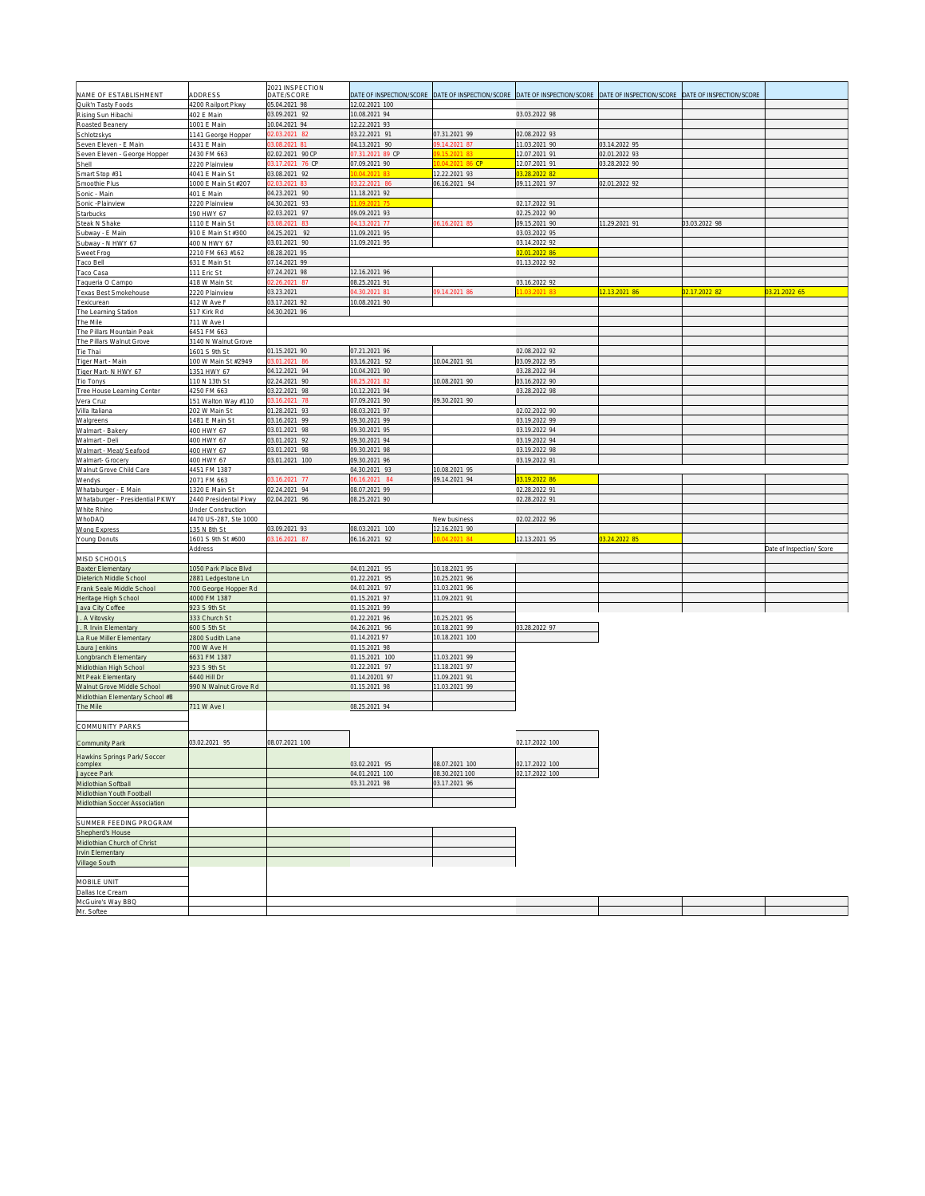| NAME OF ESTABLISHMENT | ADDRESS | 2021 INSPECTION DATE/SCORE | DATE OF INSPECTION/SCORE | DATE OF INSPECTION/SCORE | DATE OF INSPECTION/SCORE | DATE OF INSPECTION/SCORE | DATE OF INSPECTION/SCORE | |
|---|---|---|---|---|---|---|---|---|
| Quik'n Tasty Foods | 4200 Railport Pkwy | 05.04.2021 98 | 12.02.2021 100 | | | | | |
| Rising Sun Hibachi | 402 E Main | 03.09.2021 92 | 10.08.2021 94 | | 03.03.2022 98 | | | |
| Roasted Beanery | 1001 E Main | 10.04.2021 94 | 12.22.2021 93 | | | | | |
| Schlotzskys | 1141 George Hopper | 02.03.2021 82 | 03.22.2021 91 | 07.31.2021 99 | 02.08.2022 93 | | | |
| Seven Eleven - E Main | 1431 E Main | 03.08.2021 81 | 04.13.2021 90 | 09.14.2021 87 | 11.03.2021 90 | 03.14.2022 95 | | |
| Seven Eleven - George Hopper | 2430 FM 663 | 02.02.2021 90 CP | 07.31.2021 89 CP | 09.15.2021 83 | 12.07.2021 91 | 02.01.2022 93 | | |
| Shell | 2220 Plainview | 03.17.2021 76 CP | 07.09.2021 90 | 10.04.2021 86 CP | 12.07.2021 91 | 03.28.2022 90 | | |
| Smart Stop #31 | 4041 E Main St | 03.08.2021 92 | 10.04.2021 83 | 12.22.2021 93 | 03.28.2022 82 | | | |
| Smoothie Plus | 1000 E Main St #207 | 02.03.2021 83 | 03.22.2021 86 | 06.16.2021 94 | 09.11.2021 97 | 02.01.2022 92 | | |
| Sonic - Main | 401 E Main | 04.23.2021 90 | 11.18.2021 92 | | | | | |
| Sonic -Plainview | 2220 Plainview | 04.30.2021 93 | 11.09.2021 75 | | 02.17.2022 91 | | | |
| Starbucks | 190 HWY 67 | 02.03.2021 97 | 09.09.2021 93 | | 02.25.2022 90 | | | |
| Steak N Shake | 1110 E Main St | 03.08.2021 83 | 04.13.2021 77 | 06.16.2021 85 | 09.15.2021 90 | 11.29.2021 91 | 03.03.2022 98 | |
| Subway - E Main | 910 E Main St #300 | 04.25.2021 92 | 11.09.2021 95 | | 03.03.2022 95 | | | |
| Subway - N HWY 67 | 400 N HWY 67 | 03.01.2021 90 | 11.09.2021 95 | | 03.14.2022 92 | | | |
| Sweet Frog | 2210 FM 663 #162 | 08.28.2021 95 | | | 02.01.2022 86 | | | |
| Taco Bell | 631 E Main St | 07.14.2021 99 | | | 01.13.2022 92 | | | |
| Taco Casa | 111 Eric St | 07.24.2021 98 | 12.16.2021 96 | | | | | |
| Taqueria O Campo | 418 W Main St | 02.26.2021 87 | 08.25.2021 91 | | 03.16.2022 92 | | | |
| Texas Best Smokehouse | 2220 Plainview | 03.23.2021 | 04.30.2021 81 | 09.14.2021 86 | 11.03.2021 83 | 12.13.2021 86 | 02.17.2022 82 | 03.21.2022 65 |
| Texicurean | 412 W Ave F | 03.17.2021 92 | 10.08.2021 90 | | | | | |
| The Learning Station | 517 Kirk Rd | 04.30.2021 96 | | | | | | |
| The Mile | 711 W Ave I | | | | | | | |
| The Pillars Mountain Peak | 6451 FM 663 | | | | | | | |
| The Pillars Walnut Grove | 3140 N Walnut Grove | | | | | | | |
| Tie Thai | 1601 S 9th St | 01.15.2021 90 | 07.21.2021 96 | | 02.08.2022 92 | | | |
| Tiger Mart - Main | 100 W Main St #2949 | 03.01.2021 86 | 03.16.2021 92 | 10.04.2021 91 | 03.09.2022 95 | | | |
| Tiger Mart- N HWY 67 | 1351 HWY 67 | 04.12.2021 94 | 10.04.2021 90 | | 03.28.2022 94 | | | |
| Tio Tonys | 110 N 13th St | 02.24.2021 90 | 08.25.2021 82 | 10.08.2021 90 | 03.16.2022 90 | | | |
| Tree House Learning Center | 4250 FM 663 | 03.22.2021 98 | 10.12.2021 94 | | 03.28.2022 98 | | | |
| Vera Cruz | 151 Walton Way #110 | 03.16.2021 78 | 07.09.2021 90 | 09.30.2021 90 | | | | |
| Villa Italiana | 202 W Main St | 01.28.2021 93 | 08.03.2021 97 | | 02.02.2022 90 | | | |
| Walgreens | 1481 E Main St | 03.16.2021 99 | 09.30.2021 99 | | 03.19.2022 99 | | | |
| Walmart - Bakery | 400 HWY 67 | 03.01.2021 98 | 09.30.2021 95 | | 03.19.2022 94 | | | |
| Walmart - Deli | 400 HWY 67 | 03.01.2021 92 | 09.30.2021 94 | | 03.19.2022 94 | | | |
| Walmart - Meat/Seafood | 400 HWY 67 | 03.01.2021 98 | 09.30.2021 98 | | 03.19.2022 98 | | | |
| Walmart- Grocery | 400 HWY 67 | 03.01.2021 100 | 09.30.2021 96 | | 03.19.2022 91 | | | |
| Walnut Grove Child Care | 4451 FM 1387 | | 04.30.2021 93 | 10.08.2021 95 | | | | |
| Wendys | 2071 FM 663 | 03.16.2021 77 | 06.16.2021 84 | 09.14.2021 94 | 03.19.2022 86 | | | |
| Whataburger - E Main | 1320 E Main St | 02.24.2021 94 | 08.07.2021 99 | | 02.28.2022 91 | | | |
| Whataburger - Presidential PKWY | 2440 Presidental Pkwy | 02.04.2021 96 | 08.25.2021 90 | | 02.28.2022 91 | | | |
| White Rhino | Under Construction | | | | | | | |
| WhoDAQ | 4470 US-287, Ste 1000 | | | New business | 02.02.2022 96 | | | |
| Wong Express | 135 N 8th St | 03.09.2021 93 | 08.03.2021 100 | 12.16.2021 90 | | | | |
| Young Donuts | 1601 S 9th St #600 | 03.16.2021 87 | 06.16.2021 92 | 10.04.2021 84 | 12.13.2021 95 | 03.24.2022 85 | | |
| | Address | | | | | | | Date of Inspection/ Score |
| MISD SCHOOLS | | | | | | | | |
| Baxter Elementary | 1050 Park Place Blvd | | 04.01.2021 95 | 10.18.2021 95 | | | | |
| Dieterich Middle School | 2881 Ledgestone Ln | | 01.22.2021 95 | 10.25.2021 96 | | | | |
| Frank Seale Middle School | 700 George Hopper Rd | | 04.01.2021 97 | 11.03.2021 96 | | | | |
| Heritage High School | 4000 FM 1387 | | 01.15.2021 97 | 11.09.2021 91 | | | | |
| Java City Coffee | 923 S 9th St | | 01.15.2021 99 | | | | | |
| J. A Vitovsky | 333 Church St | | 01.22.2021 96 | 10.25.2021 95 | | | | |
| J. R Irvin Elementary | 600 S 5th St | | 04.26.2021 96 | 10.18.2021 99 | 03.28.2022 97 | | | |
| La Rue Miller Elementary | 2800 Sudith Lane | | 01.14.2021 97 | 10.18.2021 100 | | | | |
| Laura Jenkins | 700 W Ave H | | 01.15.2021 98 | | | | | |
| Longbranch Elementary | 6631 FM 1387 | | 01.15.2021 100 | 11.03.2021 99 | | | | |
| Midlothian High School | 923 S 9th St | | 01.22.2021 97 | 11.18.2021 97 | | | | |
| Mt Peak Elementary | 6440 Hill Dr | | 01.14.20201 97 | 11.09.2021 91 | | | | |
| Walnut Grove Middle School | 990 N Walnut Grove Rd | | 01.15.2021 98 | 11.03.2021 99 | | | | |
| Midlothian Elementary School #8 | | | | | | | | |
| The Mile | 711 W Ave I | | 08.25.2021 94 | | | | | |
| COMMUNITY PARKS | | | | | | | | |
| Community Park | 03.02.2021 95 | 08.07.2021 100 | | | 02.17.2022 100 | | | |
| Hawkins Springs Park/ Soccer complex | | | 03.02.2021 95 | 08.07.2021 100 | 02.17.2022 100 | | | |
| Jaycee Park | | | 04.01.2021 100 | 08.30.2021 100 | 02.17.2022 100 | | | |
| Midlothian Softball | | | 03.31.2021 98 | 03.17.2021 96 | | | | |
| Midlothian Youth Football | | | | | | | | |
| Midlothian Soccer Association | | | | | | | | |
| SUMMER FEEDING PROGRAM | | | | | | | | |
| Shepherd's House | | | | | | | | |
| Midlothian Church of Christ | | | | | | | | |
| Irvin Elementary | | | | | | | | |
| Village South | | | | | | | | |
| MOBILE UNIT | | | | | | | | |
| Dallas Ice Cream | | | | | | | | |
| McGuire's Way BBQ | | | | | | | | |
| Mr. Softee | | | | | | | | |